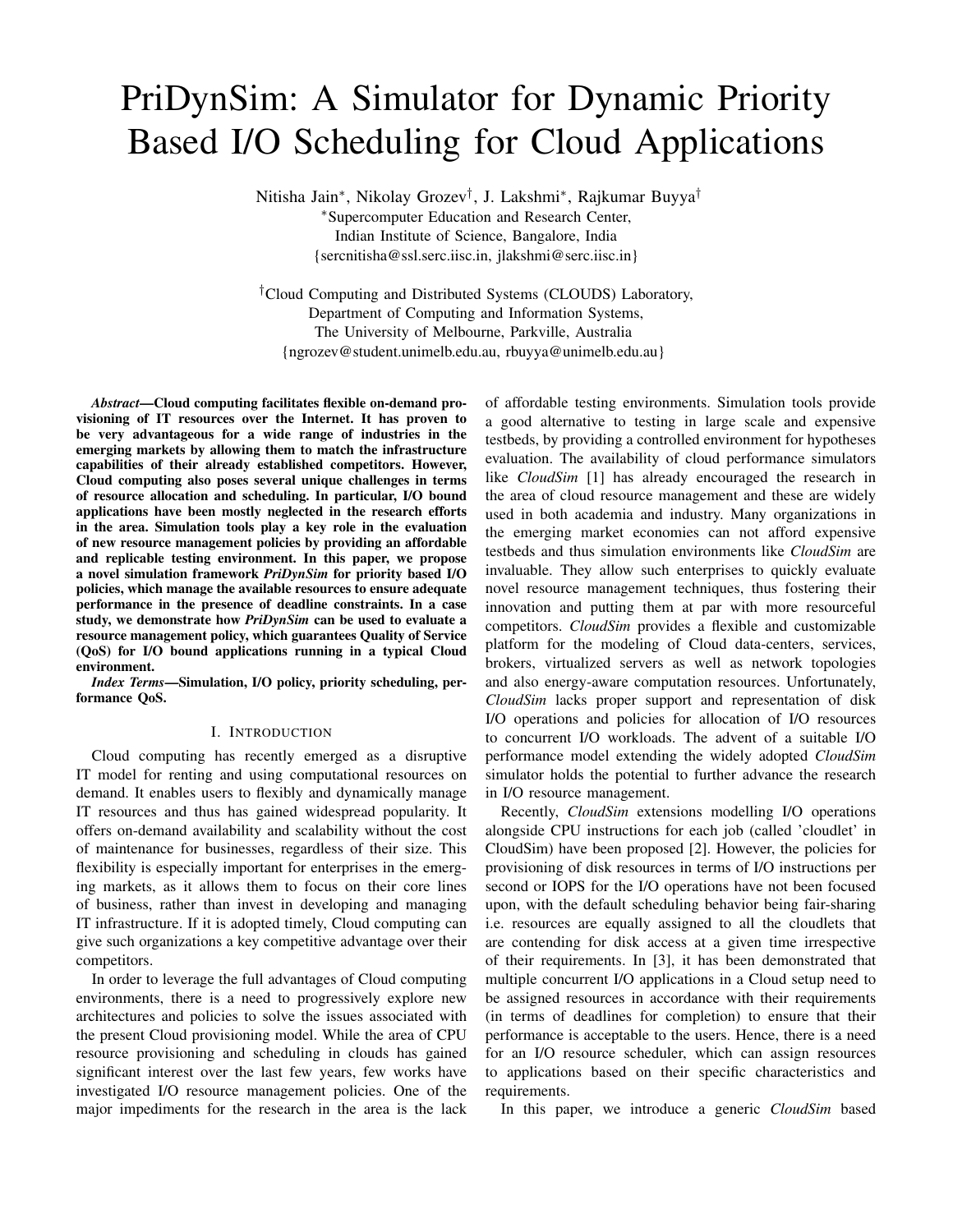# PriDynSim: A Simulator for Dynamic Priority Based I/O Scheduling for Cloud Applications

Nitisha Jain[*], Nikolay Grozev[†], J. Lakshmi[*], Rajkumar Buyya[†]

[*]Supercomputer Education and Research Center,
Indian Institute of Science, Bangalore, India
{sercnitisha@ssl.serc.iisc.in, jlakshmi@serc.iisc.in}

[†]Cloud Computing and Distributed Systems (CLOUDS) Laboratory,
Department of Computing and Information Systems,
The University of Melbourne, Parkville, Australia
{ngrozev@student.unimelb.edu.au, rbuyya@unimelb.edu.au}

***Abstract*—Cloud computing facilitates flexible on-demand provisioning of IT resources over the Internet. It has proven to be very advantageous for a wide range of industries in the emerging markets by allowing them to match the infrastructure capabilities of their already established competitors. However, Cloud computing also poses several unique challenges in terms of resource allocation and scheduling. In particular, I/O bound applications have been mostly neglected in the research efforts in the area. Simulation tools play a key role in the evaluation of new resource management policies by providing an affordable and replicable testing environment. In this paper, we propose a novel simulation framework *PriDynSim* for priority based I/O policies, which manage the available resources to ensure adequate performance in the presence of deadline constraints. In a case study, we demonstrate how *PriDynSim* can be used to evaluate a resource management policy, which guarantees Quality of Service (QoS) for I/O bound applications running in a typical Cloud environment.**

***Index Terms*—Simulation, I/O policy, priority scheduling, performance QoS.**

## I. Introduction

Cloud computing has recently emerged as a disruptive IT model for renting and using computational resources on demand. It enables users to flexibly and dynamically manage IT resources and thus has gained widespread popularity. It offers on-demand availability and scalability without the cost of maintenance for businesses, regardless of their size. This flexibility is especially important for enterprises in the emerging markets, as it allows them to focus on their core lines of business, rather than invest in developing and managing IT infrastructure. If it is adopted timely, Cloud computing can give such organizations a key competitive advantage over their competitors.

In order to leverage the full advantages of Cloud computing environments, there is a need to progressively explore new architectures and policies to solve the issues associated with the present Cloud provisioning model. While the area of CPU resource provisioning and scheduling in clouds has gained significant interest over the last few years, few works have investigated I/O resource management policies. One of the major impediments for the research in the area is the lack of affordable testing environments. Simulation tools provide a good alternative to testing in large scale and expensive testbeds, by providing a controlled environment for hypotheses evaluation. The availability of cloud performance simulators like *CloudSim* [1] has already encouraged the research in the area of cloud resource management and these are widely used in both academia and industry. Many organizations in the emerging market economies can not afford expensive testbeds and thus simulation environments like *CloudSim* are invaluable. They allow such enterprises to quickly evaluate novel resource management techniques, thus fostering their innovation and putting them at par with more resourceful competitors. *CloudSim* provides a flexible and customizable platform for the modeling of Cloud data-centers, services, brokers, virtualized servers as well as network topologies and also energy-aware computation resources. Unfortunately, *CloudSim* lacks proper support and representation of disk I/O operations and policies for allocation of I/O resources to concurrent I/O workloads. The advent of a suitable I/O performance model extending the widely adopted *CloudSim* simulator holds the potential to further advance the research in I/O resource management.

Recently, *CloudSim* extensions modelling I/O operations alongside CPU instructions for each job (called 'cloudlet' in CloudSim) have been proposed [2]. However, the policies for provisioning of disk resources in terms of I/O instructions per second or IOPS for the I/O operations have not been focused upon, with the default scheduling behavior being fair-sharing i.e. resources are equally assigned to all the cloudlets that are contending for disk access at a given time irrespective of their requirements. In [3], it has been demonstrated that multiple concurrent I/O applications in a Cloud setup need to be assigned resources in accordance with their requirements (in terms of deadlines for completion) to ensure that their performance is acceptable to the users. Hence, there is a need for an I/O resource scheduler, which can assign resources to applications based on their specific characteristics and requirements.

In this paper, we introduce a generic *CloudSim* based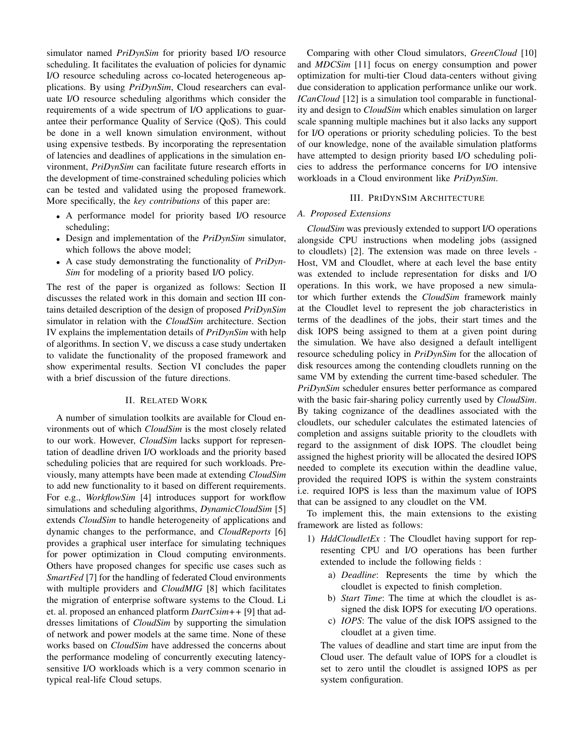simulator named *PriDynSim* for priority based I/O resource scheduling. It facilitates the evaluation of policies for dynamic I/O resource scheduling across co-located heterogeneous applications. By using *PriDynSim*, Cloud researchers can evaluate I/O resource scheduling algorithms which consider the requirements of a wide spectrum of I/O applications to guarantee their performance Quality of Service (QoS). This could be done in a well known simulation environment, without using expensive testbeds. By incorporating the representation of latencies and deadlines of applications in the simulation environment, *PriDynSim* can facilitate future research efforts in the development of time-constrained scheduling policies which can be tested and validated using the proposed framework. More specifically, the *key contributions* of this paper are:

- A performance model for priority based I/O resource scheduling;
- Design and implementation of the *PriDynSim* simulator, which follows the above model;
- A case study demonstrating the functionality of *PriDynSim* for modeling of a priority based I/O policy.

The rest of the paper is organized as follows: Section II discusses the related work in this domain and section III contains detailed description of the design of proposed *PriDynSim* simulator in relation with the *CloudSim* architecture. Section IV explains the implementation details of *PriDynSim* with help of algorithms. In section V, we discuss a case study undertaken to validate the functionality of the proposed framework and show experimental results. Section VI concludes the paper with a brief discussion of the future directions.

## II. Related Work

A number of simulation toolkits are available for Cloud environments out of which *CloudSim* is the most closely related to our work. However, *CloudSim* lacks support for representation of deadline driven I/O workloads and the priority based scheduling policies that are required for such workloads. Previously, many attempts have been made at extending *CloudSim* to add new functionality to it based on different requirements. For e.g., *WorkflowSim* [4] introduces support for workflow simulations and scheduling algorithms, *DynamicCloudSim* [5] extends *CloudSim* to handle heterogeneity of applications and dynamic changes to the performance, and *CloudReports* [6] provides a graphical user interface for simulating techniques for power optimization in Cloud computing environments. Others have proposed changes for specific use cases such as *SmartFed* [7] for the handling of federated Cloud environments with multiple providers and *CloudMIG* [8] which facilitates the migration of enterprise software systems to the Cloud. Li et. al. proposed an enhanced platform *DartCsim++* [9] that addresses limitations of *CloudSim* by supporting the simulation of network and power models at the same time. None of these works based on *CloudSim* have addressed the concerns about the performance modeling of concurrently executing latency-sensitive I/O workloads which is a very common scenario in typical real-life Cloud setups.

Comparing with other Cloud simulators, *GreenCloud* [10] and *MDCSim* [11] focus on energy consumption and power optimization for multi-tier Cloud data-centers without giving due consideration to application performance unlike our work. *ICanCloud* [12] is a simulation tool comparable in functionality and design to *CloudSim* which enables simulation on larger scale spanning multiple machines but it also lacks any support for I/O operations or priority scheduling policies. To the best of our knowledge, none of the available simulation platforms have attempted to design priority based I/O scheduling policies to address the performance concerns for I/O intensive workloads in a Cloud environment like *PriDynSim*.

## III. PriDynSim Architecture

### A. Proposed Extensions

*CloudSim* was previously extended to support I/O operations alongside CPU instructions when modeling jobs (assigned to cloudlets) [2]. The extension was made on three levels - Host, VM and Cloudlet, where at each level the base entity was extended to include representation for disks and I/O operations. In this work, we have proposed a new simulator which further extends the *CloudSim* framework mainly at the Cloudlet level to represent the job characteristics in terms of the deadlines of the jobs, their start times and the disk IOPS being assigned to them at a given point during the simulation. We have also designed a default intelligent resource scheduling policy in *PriDynSim* for the allocation of disk resources among the contending cloudlets running on the same VM by extending the current time-based scheduler. The *PriDynSim* scheduler ensures better performance as compared with the basic fair-sharing policy currently used by *CloudSim*. By taking cognizance of the deadlines associated with the cloudlets, our scheduler calculates the estimated latencies of completion and assigns suitable priority to the cloudlets with regard to the assignment of disk IOPS. The cloudlet being assigned the highest priority will be allocated the desired IOPS needed to complete its execution within the deadline value, provided the required IOPS is within the system constraints i.e. required IOPS is less than the maximum value of IOPS that can be assigned to any cloudlet on the VM.

To implement this, the main extensions to the existing framework are listed as follows:

1) *HddCloudletEx* : The Cloudlet having support for representing CPU and I/O operations has been further extended to include the following fields :
   a) *Deadline*: Represents the time by which the cloudlet is expected to finish completion.
   b) *Start Time*: The time at which the cloudlet is assigned the disk IOPS for executing I/O operations.
   c) *IOPS*: The value of the disk IOPS assigned to the cloudlet at a given time.

   The values of deadline and start time are input from the Cloud user. The default value of IOPS for a cloudlet is set to zero until the cloudlet is assigned IOPS as per system configuration.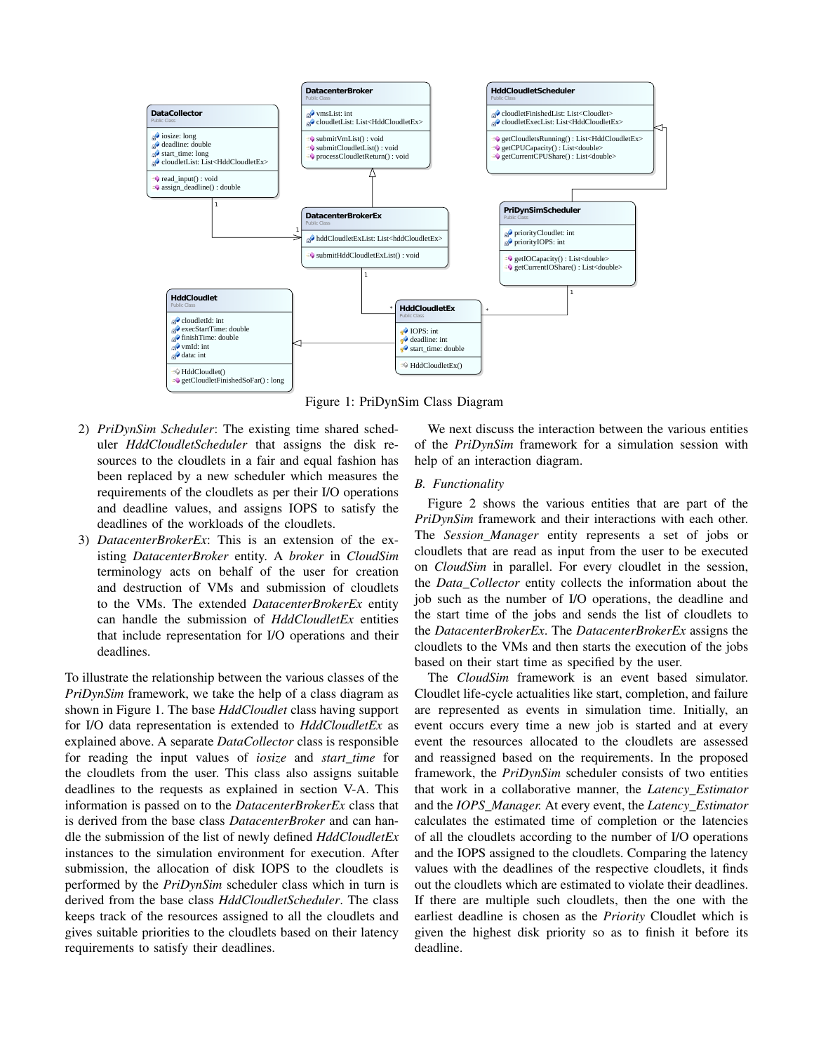Figure 1: PriDynSim Class Diagram

2) *PriDynSim Scheduler*: The existing time shared scheduler *HddCloudletScheduler* that assigns the disk resources to the cloudlets in a fair and equal fashion has been replaced by a new scheduler which measures the requirements of the cloudlets as per their I/O operations and deadline values, and assigns IOPS to satisfy the deadlines of the workloads of the cloudlets.
3) *DatacenterBrokerEx*: This is an extension of the existing *DatacenterBroker* entity. A *broker* in *CloudSim* terminology acts on behalf of the user for creation and destruction of VMs and submission of cloudlets to the VMs. The extended *DatacenterBrokerEx* entity can handle the submission of *HddCloudletEx* entities that include representation for I/O operations and their deadlines.

To illustrate the relationship between the various classes of the *PriDynSim* framework, we take the help of a class diagram as shown in Figure 1. The base *HddCloudlet* class having support for I/O data representation is extended to *HddCloudletEx* as explained above. A separate *DataCollector* class is responsible for reading the input values of *iosize* and *start_time* for the cloudlets from the user. This class also assigns suitable deadlines to the requests as explained in section V-A. This information is passed on to the *DatacenterBrokerEx* class that is derived from the base class *DatacenterBroker* and can handle the submission of the list of newly defined *HddCloudletEx* instances to the simulation environment for execution. After submission, the allocation of disk IOPS to the cloudlets is performed by the *PriDynSim* scheduler class which in turn is derived from the base class *HddCloudletScheduler*. The class keeps track of the resources assigned to all the cloudlets and gives suitable priorities to the cloudlets based on their latency requirements to satisfy their deadlines.

We next discuss the interaction between the various entities of the *PriDynSim* framework for a simulation session with help of an interaction diagram.

### B. Functionality

Figure 2 shows the various entities that are part of the *PriDynSim* framework and their interactions with each other. The *Session_Manager* entity represents a set of jobs or cloudlets that are read as input from the user to be executed on *CloudSim* in parallel. For every cloudlet in the session, the *Data_Collector* entity collects the information about the job such as the number of I/O operations, the deadline and the start time of the jobs and sends the list of cloudlets to the *DatacenterBrokerEx*. The *DatacenterBrokerEx* assigns the cloudlets to the VMs and then starts the execution of the jobs based on their start time as specified by the user.

The *CloudSim* framework is an event based simulator. Cloudlet life-cycle actualities like start, completion, and failure are represented as events in simulation time. Initially, an event occurs every time a new job is started and at every event the resources allocated to the cloudlets are assessed and reassigned based on the requirements. In the proposed framework, the *PriDynSim* scheduler consists of two entities that work in a collaborative manner, the *Latency_Estimator* and the *IOPS_Manager.* At every event, the *Latency_Estimator* calculates the estimated time of completion or the latencies of all the cloudlets according to the number of I/O operations and the IOPS assigned to the cloudlets. Comparing the latency values with the deadlines of the respective cloudlets, it finds out the cloudlets which are estimated to violate their deadlines. If there are multiple such cloudlets, then the one with the earliest deadline is chosen as the *Priority* Cloudlet which is given the highest disk priority so as to finish it before its deadline.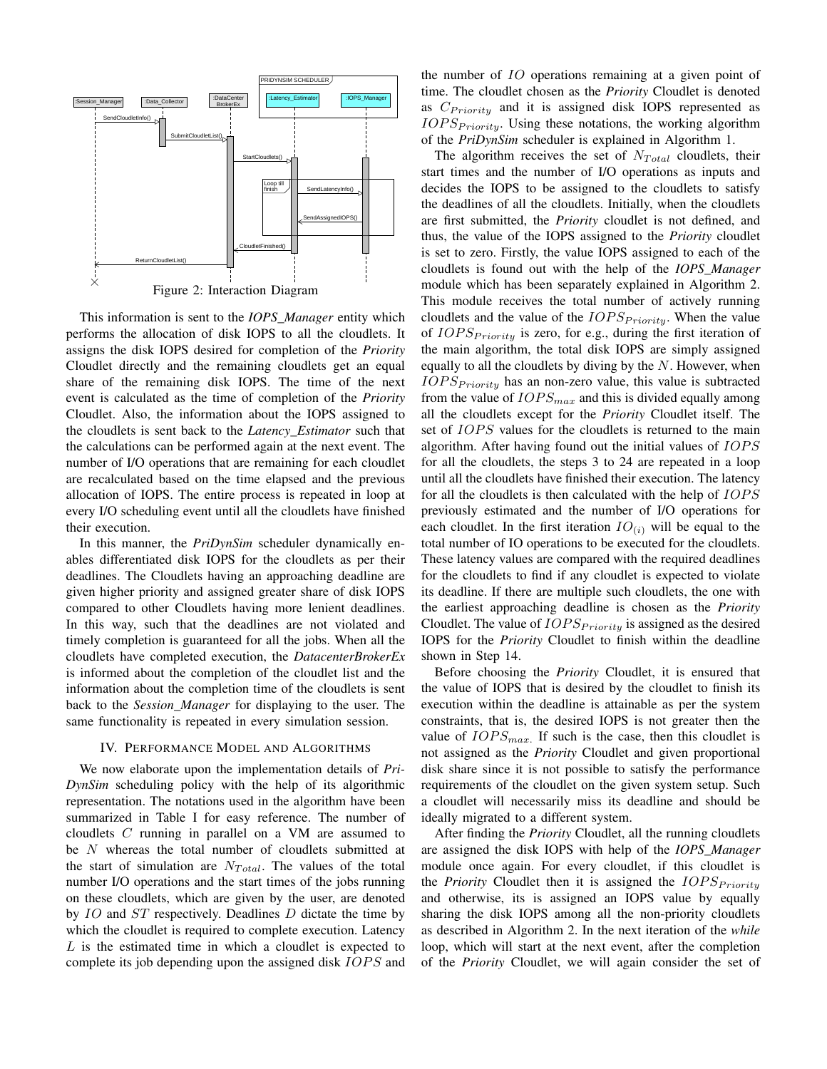:Session_Manager
:Data_Collector
:DataCenter BrokerEx
PRIDYNSIM SCHEDULER
:Latency_Estimator
:IOPS_Manager
SendCloudletInfo()
SubmitCloudletList()
StartCloudlets()
Loop till finish
SendLatencyInfo()
SendAssignedIOPS()
CloudletFinished()
ReturnCloudletList()

Figure 2: Interaction Diagram

This information is sent to the ***IOPS_Manager*** entity which performs the allocation of disk IOPS to all the cloudlets. It assigns the disk IOPS desired for completion of the ***Priority*** Cloudlet directly and the remaining cloudlets get an equal share of the remaining disk IOPS. The time of the next event is calculated as the time of completion of the ***Priority*** Cloudlet. Also, the information about the IOPS assigned to the cloudlets is sent back to the ***Latency_Estimator*** such that the calculations can be performed again at the next event. The number of I/O operations that are remaining for each cloudlet are recalculated based on the time elapsed and the previous allocation of IOPS. The entire process is repeated in loop at every I/O scheduling event until all the cloudlets have finished their execution.

In this manner, the ***PriDynSim*** scheduler dynamically enables differentiated disk IOPS for the cloudlets as per their deadlines. The Cloudlets having an approaching deadline are given higher priority and assigned greater share of disk IOPS compared to other Cloudlets having more lenient deadlines. In this way, such that the deadlines are not violated and timely completion is guaranteed for all the jobs. When all the cloudlets have completed execution, the ***DatacenterBrokerEx*** is informed about the completion of the cloudlet list and the information about the completion time of the cloudlets is sent back to the ***Session_Manager*** for displaying to the user. The same functionality is repeated in every simulation session.

## IV. Performance Model and Algorithms

We now elaborate upon the implementation details of ***PriDynSim*** scheduling policy with the help of its algorithmic representation. The notations used in the algorithm have been summarized in Table I for easy reference. The number of cloudlets $C$ running in parallel on a VM are assumed to be $N$ whereas the total number of cloudlets submitted at the start of simulation are $N_{Total}$. The values of the total number I/O operations and the start times of the jobs running on these cloudlets, which are given by the user, are denoted by $IO$ and $ST$ respectively. Deadlines $D$ dictate the time by which the cloudlet is required to complete execution. Latency $L$ is the estimated time in which a cloudlet is expected to complete its job depending upon the assigned disk $IOPS$ and the number of $IO$ operations remaining at a given point of time. The cloudlet chosen as the ***Priority*** Cloudlet is denoted as $C_{Priority}$ and it is assigned disk IOPS represented as $IOPS_{Priority}$. Using these notations, the working algorithm of the ***PriDynSim*** scheduler is explained in Algorithm 1.

The algorithm receives the set of $N_{Total}$ cloudlets, their start times and the number of I/O operations as inputs and decides the IOPS to be assigned to the cloudlets to satisfy the deadlines of all the cloudlets. Initially, when the cloudlets are first submitted, the ***Priority*** cloudlet is not defined, and thus, the value of the IOPS assigned to the ***Priority*** cloudlet is set to zero. Firstly, the value IOPS assigned to each of the cloudlets is found out with the help of the ***IOPS_Manager*** module which has been separately explained in Algorithm 2. This module receives the total number of actively running cloudlets and the value of the $IOPS_{Priority}$. When the value of $IOPS_{Priority}$ is zero, for e.g., during the first iteration of the main algorithm, the total disk IOPS are simply assigned equally to all the cloudlets by diving by the $N$. However, when $IOPS_{Priority}$ has an non-zero value, this value is subtracted from the value of $IOPS_{max}$ and this is divided equally among all the cloudlets except for the ***Priority*** Cloudlet itself. The set of $IOPS$ values for the cloudlets is returned to the main algorithm. After having found out the initial values of $IOPS$ for all the cloudlets, the steps 3 to 24 are repeated in a loop until all the cloudlets have finished their execution. The latency for all the cloudlets is then calculated with the help of $IOPS$ previously estimated and the number of I/O operations for each cloudlet. In the first iteration $IO_{(i)}$ will be equal to the total number of IO operations to be executed for the cloudlets. These latency values are compared with the required deadlines for the cloudlets to find if any cloudlet is expected to violate its deadline. If there are multiple such cloudlets, the one with the earliest approaching deadline is chosen as the ***Priority*** Cloudlet. The value of $IOPS_{Priority}$ is assigned as the desired IOPS for the ***Priority*** Cloudlet to finish within the deadline shown in Step 14.

Before choosing the ***Priority*** Cloudlet, it is ensured that the value of IOPS that is desired by the cloudlet to finish its execution within the deadline is attainable as per the system constraints, that is, the desired IOPS is not greater then the value of $IOPS_{max.}$ If such is the case, then this cloudlet is not assigned as the ***Priority*** Cloudlet and given proportional disk share since it is not possible to satisfy the performance requirements of the cloudlet on the given system setup. Such a cloudlet will necessarily miss its deadline and should be ideally migrated to a different system.

After finding the ***Priority*** Cloudlet, all the running cloudlets are assigned the disk IOPS with help of the ***IOPS_Manager*** module once again. For every cloudlet, if this cloudlet is the ***Priority*** Cloudlet then it is assigned the $IOPS_{Priority}$ and otherwise, its is assigned an IOPS value by equally sharing the disk IOPS among all the non-priority cloudlets as described in Algorithm 2. In the next iteration of the *while* loop, which will start at the next event, after the completion of the ***Priority*** Cloudlet, we will again consider the set of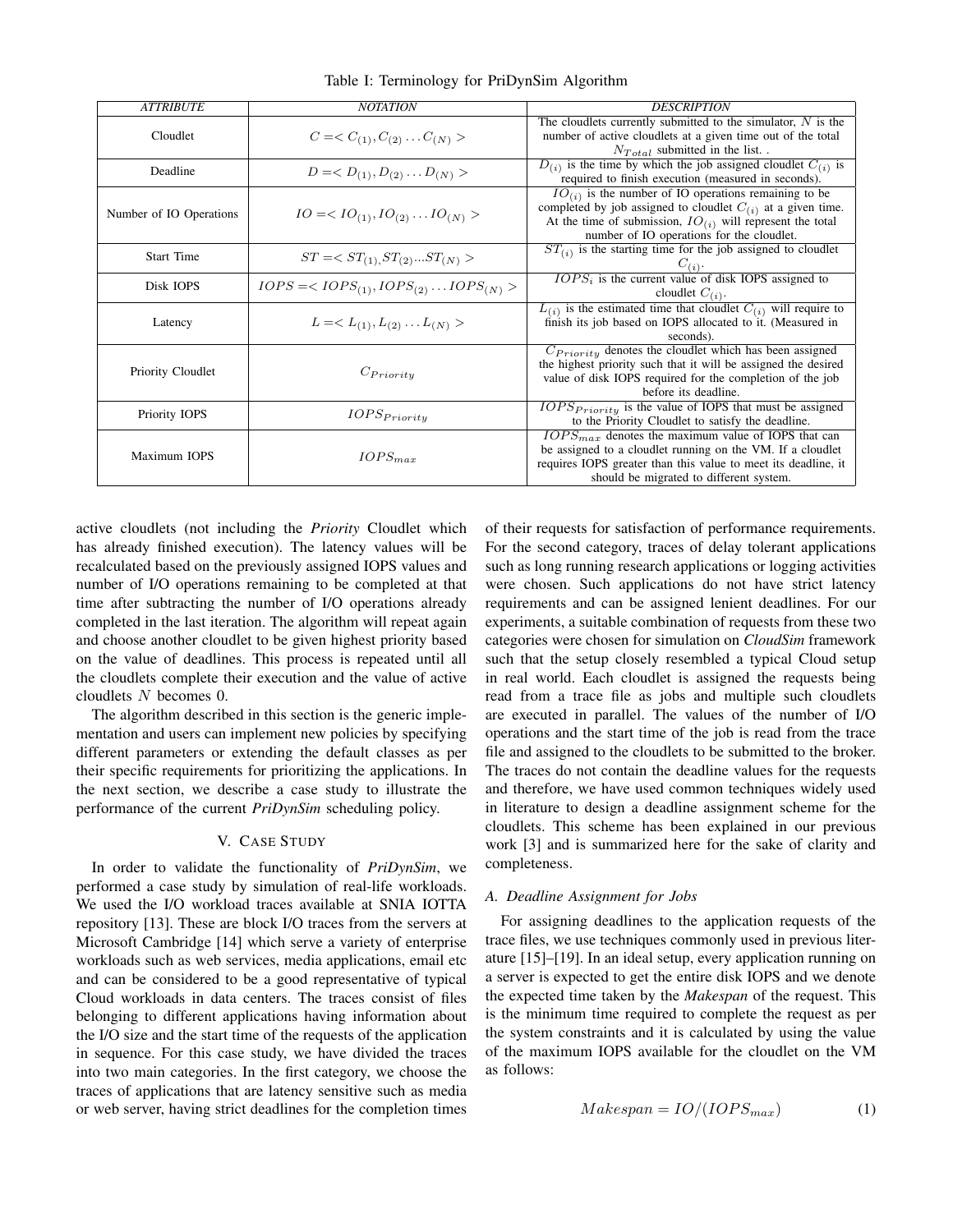Table I: Terminology for PriDynSim Algorithm

| ATTRIBUTE | NOTATION | DESCRIPTION |
| --- | --- | --- |
| Cloudlet | $C =< C_{(1)}, C_{(2)} \ldots C_{(N)} >$ | The cloudlets currently submitted to the simulator, $N$ is the number of active cloudlets at a given time out of the total $N_{Total}$ submitted in the list. . |
| Deadline | $D =< D_{(1)}, D_{(2)} \ldots D_{(N)} >$ | $D_{(i)}$ is the time by which the job assigned cloudlet $C_{(i)}$ is required to finish execution (measured in seconds). |
| Number of IO Operations | $IO =< IO_{(1)}, IO_{(2)} \ldots IO_{(N)} >$ | $IO_{(i)}$ is the number of IO operations remaining to be completed by job assigned to cloudlet $C_{(i)}$ at a given time. At the time of submission, $IO_{(i)}$ will represent the total number of IO operations for the cloudlet. |
| Start Time | $ST =< ST_{(1)}, ST_{(2)} ... ST_{(N)} >$ | $ST_{(i)}$ is the starting time for the job assigned to cloudlet $C_{(i)}$. |
| Disk IOPS | $IOPS =< IOPS_{(1)}, IOPS_{(2)} \ldots IOPS_{(N)} >$ | $IOPS_i$ is the current value of disk IOPS assigned to cloudlet $C_{(i)}$. |
| Latency | $L =< L_{(1)}, L_{(2)} \ldots L_{(N)} >$ | $L_{(i)}$ is the estimated time that cloudlet $C_{(i)}$ will require to finish its job based on IOPS allocated to it. (Measured in seconds). |
| Priority Cloudlet | $C_{Priority}$ | $C_{Priority}$ denotes the cloudlet which has been assigned the highest priority such that it will be assigned the desired value of disk IOPS required for the completion of the job before its deadline. |
| Priority IOPS | $IOPS_{Priority}$ | $IOPS_{Priority}$ is the value of IOPS that must be assigned to the Priority Cloudlet to satisfy the deadline. |
| Maximum IOPS | $IOPS_{max}$ | $IOPS_{max}$ denotes the maximum value of IOPS that can be assigned to a cloudlet running on the VM. If a cloudlet requires IOPS greater than this value to meet its deadline, it should be migrated to different system. |

active cloudlets (not including the *Priority* Cloudlet which has already finished execution). The latency values will be recalculated based on the previously assigned IOPS values and number of I/O operations remaining to be completed at that time after subtracting the number of I/O operations already completed in the last iteration. The algorithm will repeat again and choose another cloudlet to be given highest priority based on the value of deadlines. This process is repeated until all the cloudlets complete their execution and the value of active cloudlets $N$ becomes 0.

The algorithm described in this section is the generic implementation and users can implement new policies by specifying different parameters or extending the default classes as per their specific requirements for prioritizing the applications. In the next section, we describe a case study to illustrate the performance of the current *PriDynSim* scheduling policy.

## V. Case Study

In order to validate the functionality of *PriDynSim*, we performed a case study by simulation of real-life workloads. We used the I/O workload traces available at SNIA IOTTA repository [13]. These are block I/O traces from the servers at Microsoft Cambridge [14] which serve a variety of enterprise workloads such as web services, media applications, email etc and can be considered to be a good representative of typical Cloud workloads in data centers. The traces consist of files belonging to different applications having information about the I/O size and the start time of the requests of the application in sequence. For this case study, we have divided the traces into two main categories. In the first category, we choose the traces of applications that are latency sensitive such as media or web server, having strict deadlines for the completion times of their requests for satisfaction of performance requirements. For the second category, traces of delay tolerant applications such as long running research applications or logging activities were chosen. Such applications do not have strict latency requirements and can be assigned lenient deadlines. For our experiments, a suitable combination of requests from these two categories were chosen for simulation on *CloudSim* framework such that the setup closely resembled a typical Cloud setup in real world. Each cloudlet is assigned the requests being read from a trace file as jobs and multiple such cloudlets are executed in parallel. The values of the number of I/O operations and the start time of the job is read from the trace file and assigned to the cloudlets to be submitted to the broker. The traces do not contain the deadline values for the requests and therefore, we have used common techniques widely used in literature to design a deadline assignment scheme for the cloudlets. This scheme has been explained in our previous work [3] and is summarized here for the sake of clarity and completeness.

### A. Deadline Assignment for Jobs

For assigning deadlines to the application requests of the trace files, we use techniques commonly used in previous literature [15]–[19]. In an ideal setup, every application running on a server is expected to get the entire disk IOPS and we denote the expected time taken by the *Makespan* of the request. This is the minimum time required to complete the request as per the system constraints and it is calculated by using the value of the maximum IOPS available for the cloudlet on the VM as follows:

$$Makespan = IO/(IOPS_{max}) \tag{1}$$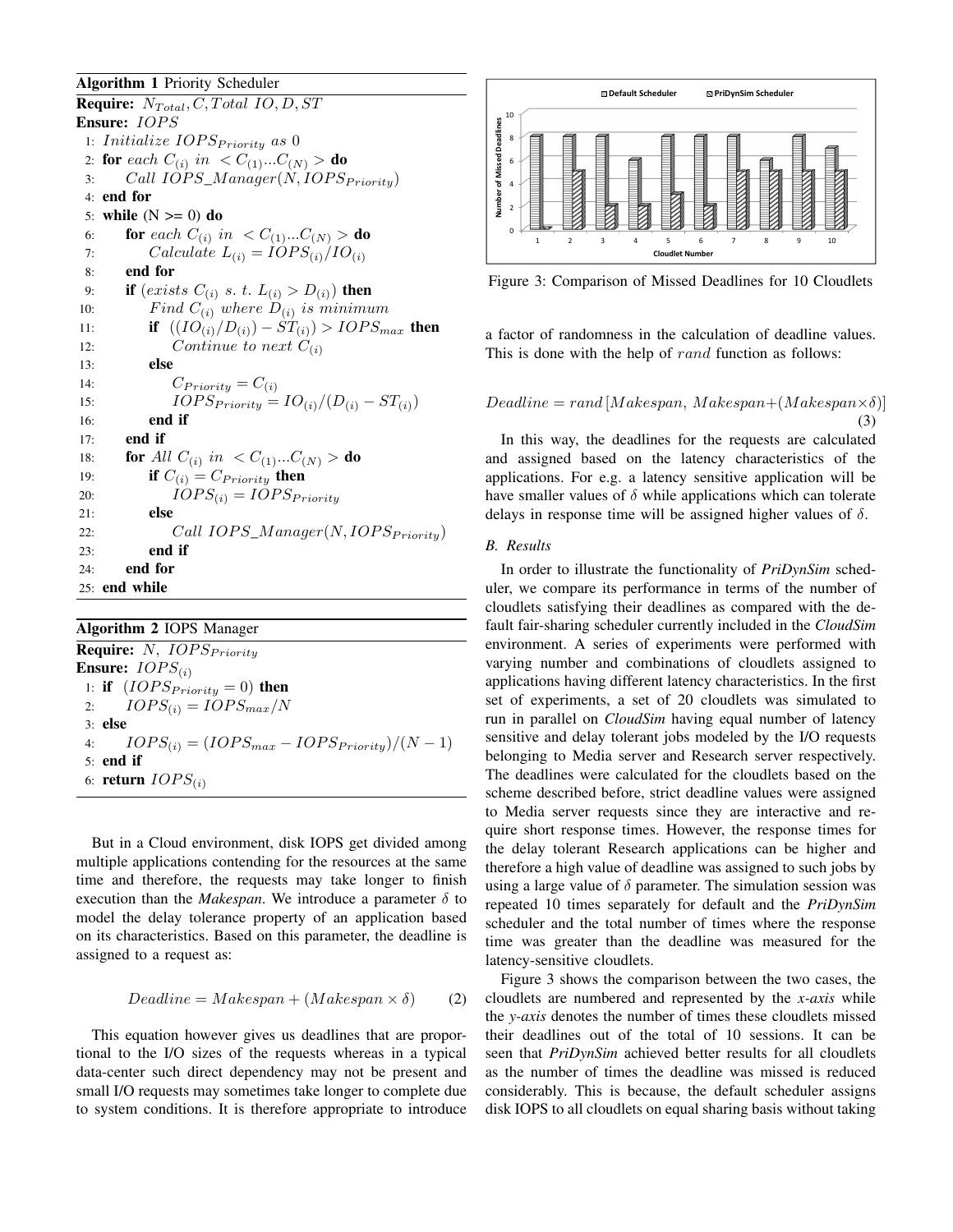**Algorithm 1** Priority Scheduler

**Require:** $N_{Total}, C, Total\ IO, D, ST$
**Ensure:** $IOPS$

```
1: Initialize IOPS_Priority as 0
2: for each C(i) in <C(1)...C(N)> do
3:     Call IOPS_Manager(N, IOPS_Priority)
4: end for
5: while (N >= 0) do
6:     for each C(i) in <C(1)...C(N)> do
7:         Calculate L(i) = IOPS(i)/IO(i)
8:     end for
9:     if (exists C(i) s. t. L(i) > D(i)) then
10:        Find C(i) where D(i) is minimum
11:        if ((IO(i)/D(i)) - ST(i)) > IOPS_max then
12:            Continue to next C(i)
13:        else
14:            C_Priority = C(i)
15:            IOPS_Priority = IO(i)/(D(i) - ST(i))
16:        end if
17:    end if
18:    for All C(i) in <C(1)...C(N)> do
19:        if C(i) = C_Priority then
20:            IOPS(i) = IOPS_Priority
21:        else
22:            Call IOPS_Manager(N, IOPS_Priority)
23:        end if
24:    end for
25: end while
```

**Algorithm 2** IOPS Manager

**Require:** $N,\ IOPS_{Priority}$
**Ensure:** $IOPS_{(i)}$

```
1: if (IOPS_Priority = 0) then
2:     IOPS(i) = IOPS_max/N
3: else
4:     IOPS(i) = (IOPS_max - IOPS_Priority)/(N - 1)
5: end if
6: return IOPS(i)
```

But in a Cloud environment, disk IOPS get divided among multiple applications contending for the resources at the same time and therefore, the requests may take longer to finish execution than the *Makespan*. We introduce a parameter $\delta$ to model the delay tolerance property of an application based on its characteristics. Based on this parameter, the deadline is assigned to a request as:

$$Deadline = Makespan + (Makespan \times \delta) \tag{2}$$

This equation however gives us deadlines that are proportional to the I/O sizes of the requests whereas in a typical data-center such direct dependency may not be present and small I/O requests may sometimes take longer to complete due to system conditions. It is therefore appropriate to introduce a factor of randomness in the calculation of deadline values. This is done with the help of $rand$ function as follows:

$$Deadline = rand\,[Makespan,\ Makespan + (Makespan \times \delta)] \tag{3}$$

In this way, the deadlines for the requests are calculated and assigned based on the latency characteristics of the applications. For e.g. a latency sensitive application will be have smaller values of $\delta$ while applications which can tolerate delays in response time will be assigned higher values of $\delta$.

Figure 3: Comparison of Missed Deadlines for 10 Cloudlets

### B. Results

In order to illustrate the functionality of ***PriDynSim*** scheduler, we compare its performance in terms of the number of cloudlets satisfying their deadlines as compared with the default fair-sharing scheduler currently included in the ***CloudSim*** environment. A series of experiments were performed with varying number and combinations of cloudlets assigned to applications having different latency characteristics. In the first set of experiments, a set of 20 cloudlets was simulated to run in parallel on ***CloudSim*** having equal number of latency sensitive and delay tolerant jobs modeled by the I/O requests belonging to Media server and Research server respectively. The deadlines were calculated for the cloudlets based on the scheme described before, strict deadline values were assigned to Media server requests since they are interactive and require short response times. However, the response times for the delay tolerant Research applications can be higher and therefore a high value of deadline was assigned to such jobs by using a large value of $\delta$ parameter. The simulation session was repeated 10 times separately for default and the ***PriDynSim*** scheduler and the total number of times where the response time was greater than the deadline was measured for the latency-sensitive cloudlets.

Figure 3 shows the comparison between the two cases, the cloudlets are numbered and represented by the *x-axis* while the *y-axis* denotes the number of times these cloudlets missed their deadlines out of the total of 10 sessions. It can be seen that ***PriDynSim*** achieved better results for all cloudlets as the number of times the deadline was missed is reduced considerably. This is because, the default scheduler assigns disk IOPS to all cloudlets on equal sharing basis without taking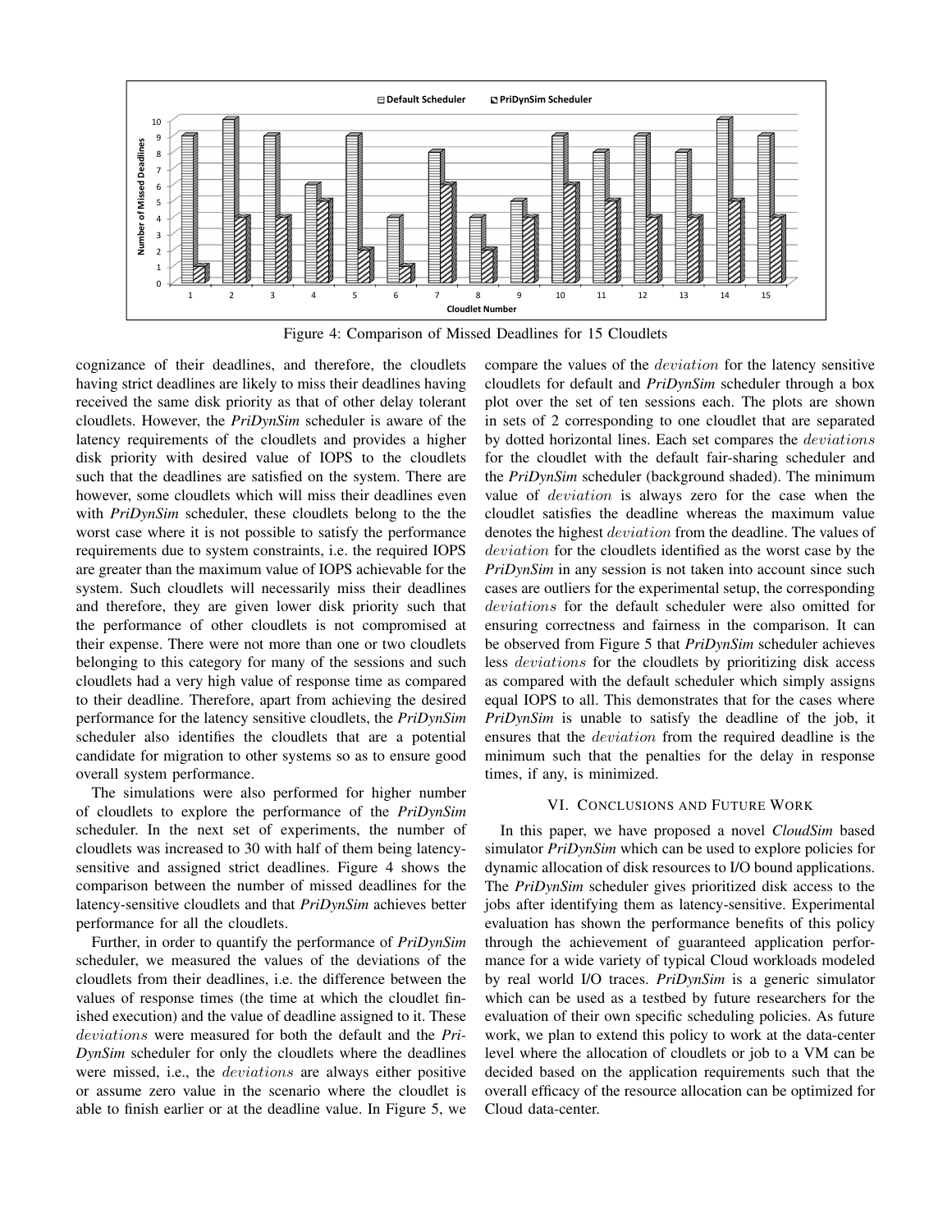Default Scheduler
PriDynSim Scheduler

Number of Missed Deadlines

0
1
2
3
4
5
6
7
8
9
10

1 2 3 4 5 6 7 8 9 10 11 12 13 14 15

Cloudlet Number

Figure 4: Comparison of Missed Deadlines for 15 Cloudlets

cognizance of their deadlines, and therefore, the cloudlets having strict deadlines are likely to miss their deadlines having received the same disk priority as that of other delay tolerant cloudlets. However, the *PriDynSim* scheduler is aware of the latency requirements of the cloudlets and provides a higher disk priority with desired value of IOPS to the cloudlets such that the deadlines are satisfied on the system. There are however, some cloudlets which will miss their deadlines even with *PriDynSim* scheduler, these cloudlets belong to the the worst case where it is not possible to satisfy the performance requirements due to system constraints, i.e. the required IOPS are greater than the maximum value of IOPS achievable for the system. Such cloudlets will necessarily miss their deadlines and therefore, they are given lower disk priority such that the performance of other cloudlets is not compromised at their expense. There were not more than one or two cloudlets belonging to this category for many of the sessions and such cloudlets had a very high value of response time as compared to their deadline. Therefore, apart from achieving the desired performance for the latency sensitive cloudlets, the *PriDynSim* scheduler also identifies the cloudlets that are a potential candidate for migration to other systems so as to ensure good overall system performance.

The simulations were also performed for higher number of cloudlets to explore the performance of the *PriDynSim* scheduler. In the next set of experiments, the number of cloudlets was increased to 30 with half of them being latency-sensitive and assigned strict deadlines. Figure 4 shows the comparison between the number of missed deadlines for the latency-sensitive cloudlets and that *PriDynSim* achieves better performance for all the cloudlets.

Further, in order to quantify the performance of *PriDynSim* scheduler, we measured the values of the deviations of the cloudlets from their deadlines, i.e. the difference between the values of response times (the time at which the cloudlet finished execution) and the value of deadline assigned to it. These $deviations$ were measured for both the default and the *PriDynSim* scheduler for only the cloudlets where the deadlines were missed, i.e., the $deviations$ are always either positive or assume zero value in the scenario where the cloudlet is able to finish earlier or at the deadline value. In Figure 5, we compare the values of the $deviation$ for the latency sensitive cloudlets for default and *PriDynSim* scheduler through a box plot over the set of ten sessions each. The plots are shown in sets of 2 corresponding to one cloudlet that are separated by dotted horizontal lines. Each set compares the $deviations$ for the cloudlet with the default fair-sharing scheduler and the *PriDynSim* scheduler (background shaded). The minimum value of $deviation$ is always zero for the case when the cloudlet satisfies the deadline whereas the maximum value denotes the highest $deviation$ from the deadline. The values of $deviation$ for the cloudlets identified as the worst case by the *PriDynSim* in any session is not taken into account since such cases are outliers for the experimental setup, the corresponding $deviations$ for the default scheduler were also omitted for ensuring correctness and fairness in the comparison. It can be observed from Figure 5 that *PriDynSim* scheduler achieves less $deviations$ for the cloudlets by prioritizing disk access as compared with the default scheduler which simply assigns equal IOPS to all. This demonstrates that for the cases where *PriDynSim* is unable to satisfy the deadline of the job, it ensures that the $deviation$ from the required deadline is the minimum such that the penalties for the delay in response times, if any, is minimized.

## VI. Conclusions and Future Work

In this paper, we have proposed a novel *CloudSim* based simulator *PriDynSim* which can be used to explore policies for dynamic allocation of disk resources to I/O bound applications. The *PriDynSim* scheduler gives prioritized disk access to the jobs after identifying them as latency-sensitive. Experimental evaluation has shown the performance benefits of this policy through the achievement of guaranteed application performance for a wide variety of typical Cloud workloads modeled by real world I/O traces. *PriDynSim* is a generic simulator which can be used as a testbed by future researchers for the evaluation of their own specific scheduling policies. As future work, we plan to extend this policy to work at the data-center level where the allocation of cloudlets or job to a VM can be decided based on the application requirements such that the overall efficacy of the resource allocation can be optimized for Cloud data-center.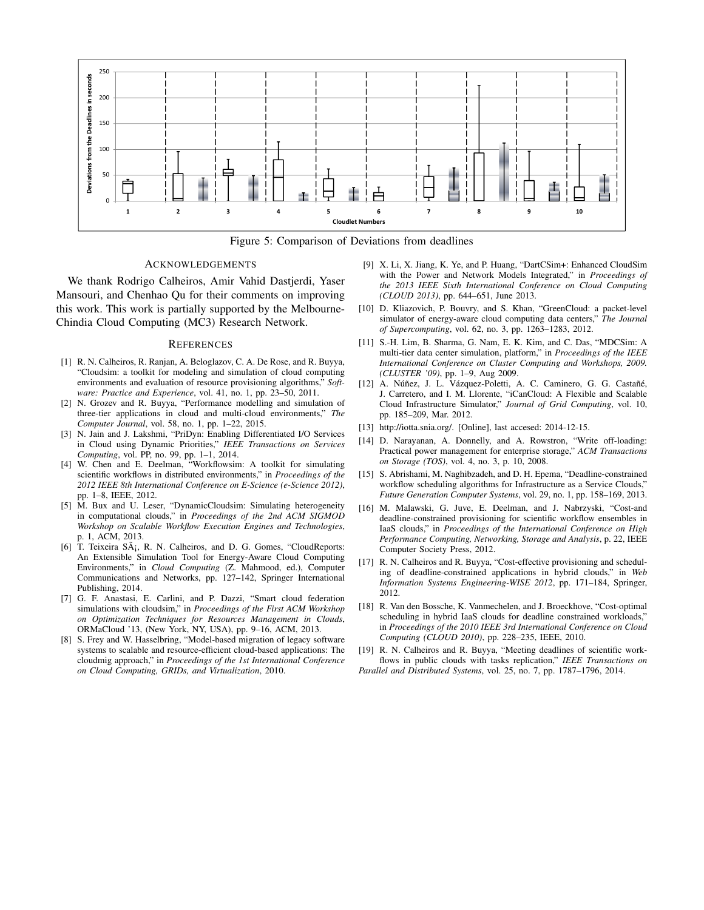Deviations from the Deadlines in seconds

250
200
150
100
50
0

1 2 3 4 5 6 7 8 9 10

Cloudlet Numbers

Figure 5: Comparison of Deviations from deadlines

## ACKNOWLEDGEMENTS

We thank Rodrigo Calheiros, Amir Vahid Dastjerdi, Yaser Mansouri, and Chenhao Qu for their comments on improving this work. This work is partially supported by the Melbourne-Chindia Cloud Computing (MC3) Research Network.

## REFERENCES

[1] R. N. Calheiros, R. Ranjan, A. Beloglazov, C. A. De Rose, and R. Buyya, "Cloudsim: a toolkit for modeling and simulation of cloud computing environments and evaluation of resource provisioning algorithms," *Software: Practice and Experience*, vol. 41, no. 1, pp. 23–50, 2011.

[2] N. Grozev and R. Buyya, "Performance modelling and simulation of three-tier applications in cloud and multi-cloud environments," *The Computer Journal*, vol. 58, no. 1, pp. 1–22, 2015.

[3] N. Jain and J. Lakshmi, "PriDyn: Enabling Differentiated I/O Services in Cloud using Dynamic Priorities," *IEEE Transactions on Services Computing*, vol. PP, no. 99, pp. 1–1, 2014.

[4] W. Chen and E. Deelman, "Workflowsim: A toolkit for simulating scientific workflows in distributed environments," in *Proceedings of the 2012 IEEE 8th International Conference on E-Science (e-Science 2012)*, pp. 1–8, IEEE, 2012.

[5] M. Bux and U. Leser, "DynamicCloudsim: Simulating heterogeneity in computational clouds," in *Proceedings of the 2nd ACM SIGMOD Workshop on Scalable Workflow Execution Engines and Technologies*, p. 1, ACM, 2013.

[6] T. Teixeira SÃ¡, R. N. Calheiros, and D. G. Gomes, "CloudReports: An Extensible Simulation Tool for Energy-Aware Cloud Computing Environments," in *Cloud Computing* (Z. Mahmood, ed.), Computer Communications and Networks, pp. 127–142, Springer International Publishing, 2014.

[7] G. F. Anastasi, E. Carlini, and P. Dazzi, "Smart cloud federation simulations with cloudsim," in *Proceedings of the First ACM Workshop on Optimization Techniques for Resources Management in Clouds*, ORMaCloud '13, (New York, NY, USA), pp. 9–16, ACM, 2013.

[8] S. Frey and W. Hasselbring, "Model-based migration of legacy software systems to scalable and resource-efficient cloud-based applications: The cloudmig approach," in *Proceedings of the 1st International Conference on Cloud Computing, GRIDs, and Virtualization*, 2010.

[9] X. Li, X. Jiang, K. Ye, and P. Huang, "DartCSim+: Enhanced CloudSim with the Power and Network Models Integrated," in *Proceedings of the 2013 IEEE Sixth International Conference on Cloud Computing (CLOUD 2013)*, pp. 644–651, June 2013.

[10] D. Kliazovich, P. Bouvry, and S. Khan, "GreenCloud: a packet-level simulator of energy-aware cloud computing data centers," *The Journal of Supercomputing*, vol. 62, no. 3, pp. 1263–1283, 2012.

[11] S.-H. Lim, B. Sharma, G. Nam, E. K. Kim, and C. Das, "MDCSim: A multi-tier data center simulation, platform," in *Proceedings of the IEEE International Conference on Cluster Computing and Workshops, 2009. (CLUSTER '09)*, pp. 1–9, Aug 2009.

[12] A. Núñez, J. L. Vázquez-Poletti, A. C. Caminero, G. G. Castañé, J. Carretero, and I. M. Llorente, "iCanCloud: A Flexible and Scalable Cloud Infrastructure Simulator," *Journal of Grid Computing*, vol. 10, pp. 185–209, Mar. 2012.

[13] http://iotta.snia.org/. [Online], last accesed: 2014-12-15.

[14] D. Narayanan, A. Donnelly, and A. Rowstron, "Write off-loading: Practical power management for enterprise storage," *ACM Transactions on Storage (TOS)*, vol. 4, no. 3, p. 10, 2008.

[15] S. Abrishami, M. Naghibzadeh, and D. H. Epema, "Deadline-constrained workflow scheduling algorithms for Infrastructure as a Service Clouds," *Future Generation Computer Systems*, vol. 29, no. 1, pp. 158–169, 2013.

[16] M. Malawski, G. Juve, E. Deelman, and J. Nabrzyski, "Cost-and deadline-constrained provisioning for scientific workflow ensembles in IaaS clouds," in *Proceedings of the International Conference on High Performance Computing, Networking, Storage and Analysis*, p. 22, IEEE Computer Society Press, 2012.

[17] R. N. Calheiros and R. Buyya, "Cost-effective provisioning and scheduling of deadline-constrained applications in hybrid clouds," in *Web Information Systems Engineering-WISE 2012*, pp. 171–184, Springer, 2012.

[18] R. Van den Bossche, K. Vanmechelen, and J. Broeckhove, "Cost-optimal scheduling in hybrid IaaS clouds for deadline constrained workloads," in *Proceedings of the 2010 IEEE 3rd International Conference on Cloud Computing (CLOUD 2010)*, pp. 228–235, IEEE, 2010.

[19] R. N. Calheiros and R. Buyya, "Meeting deadlines of scientific workflows in public clouds with tasks replication," *IEEE Transactions on Parallel and Distributed Systems*, vol. 25, no. 7, pp. 1787–1796, 2014.